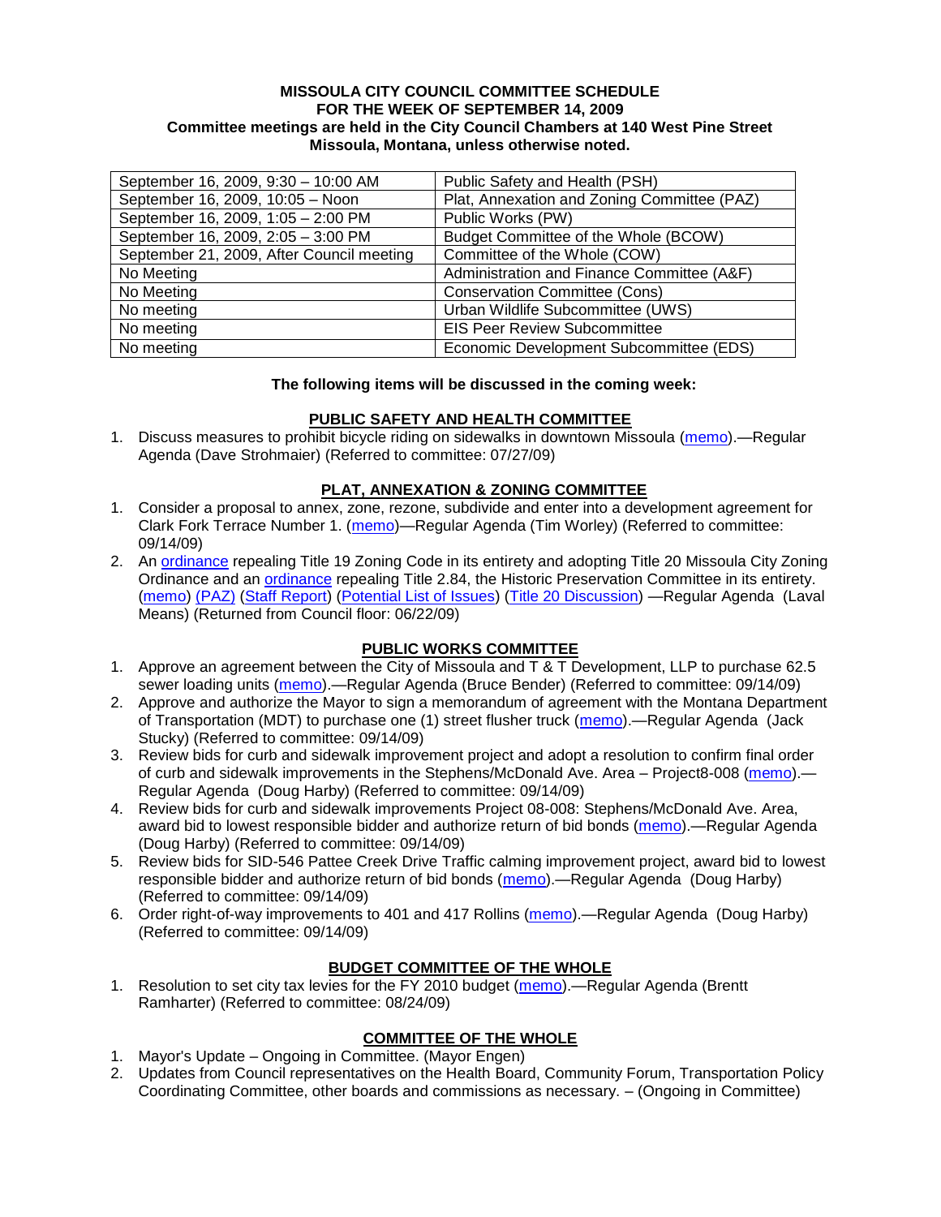**MISSOULA CITY COUNCIL COMMITTEE SCHEDULE**
**FOR THE WEEK OF SEPTEMBER 14, 2009**
**Committee meetings are held in the City Council Chambers at 140 West Pine Street**
**Missoula, Montana, unless otherwise noted.**

| | |
|---|---|
| September 16, 2009, 9:30 – 10:00 AM | Public Safety and Health (PSH) |
| September 16, 2009, 10:05 – Noon | Plat, Annexation and Zoning Committee (PAZ) |
| September 16, 2009, 1:05 – 2:00 PM | Public Works (PW) |
| September 16, 2009, 2:05 – 3:00 PM | Budget Committee of the Whole (BCOW) |
| September 21, 2009, After Council meeting | Committee of the Whole (COW) |
| No Meeting | Administration and Finance Committee (A&F) |
| No Meeting | Conservation Committee (Cons) |
| No meeting | Urban Wildlife Subcommittee (UWS) |
| No meeting | EIS Peer Review Subcommittee |
| No meeting | Economic Development Subcommittee (EDS) |

**The following items will be discussed in the coming week:**

**PUBLIC SAFETY AND HEALTH COMMITTEE**

1. Discuss measures to prohibit bicycle riding on sidewalks in downtown Missoula (memo).—Regular Agenda (Dave Strohmaier) (Referred to committee: 07/27/09)

**PLAT, ANNEXATION & ZONING COMMITTEE**

1. Consider a proposal to annex, zone, rezone, subdivide and enter into a development agreement for Clark Fork Terrace Number 1. (memo)—Regular Agenda (Tim Worley) (Referred to committee: 09/14/09)
2. An ordinance repealing Title 19 Zoning Code in its entirety and adopting Title 20 Missoula City Zoning Ordinance and an ordinance repealing Title 2.84, the Historic Preservation Committee in its entirety. (memo) (PAZ) (Staff Report) (Potential List of Issues) (Title 20 Discussion) —Regular Agenda (Laval Means) (Returned from Council floor: 06/22/09)

**PUBLIC WORKS COMMITTEE**

1. Approve an agreement between the City of Missoula and T & T Development, LLP to purchase 62.5 sewer loading units (memo).—Regular Agenda (Bruce Bender) (Referred to committee: 09/14/09)
2. Approve and authorize the Mayor to sign a memorandum of agreement with the Montana Department of Transportation (MDT) to purchase one (1) street flusher truck (memo).—Regular Agenda (Jack Stucky) (Referred to committee: 09/14/09)
3. Review bids for curb and sidewalk improvement project and adopt a resolution to confirm final order of curb and sidewalk improvements in the Stephens/McDonald Ave. Area – Project8-008 (memo).—Regular Agenda (Doug Harby) (Referred to committee: 09/14/09)
4. Review bids for curb and sidewalk improvements Project 08-008: Stephens/McDonald Ave. Area, award bid to lowest responsible bidder and authorize return of bid bonds (memo).—Regular Agenda (Doug Harby) (Referred to committee: 09/14/09)
5. Review bids for SID-546 Pattee Creek Drive Traffic calming improvement project, award bid to lowest responsible bidder and authorize return of bid bonds (memo).—Regular Agenda (Doug Harby) (Referred to committee: 09/14/09)
6. Order right-of-way improvements to 401 and 417 Rollins (memo).—Regular Agenda (Doug Harby) (Referred to committee: 09/14/09)

**BUDGET COMMITTEE OF THE WHOLE**

1. Resolution to set city tax levies for the FY 2010 budget (memo).—Regular Agenda (Brentt Ramharter) (Referred to committee: 08/24/09)

**COMMITTEE OF THE WHOLE**

1. Mayor's Update – Ongoing in Committee. (Mayor Engen)
2. Updates from Council representatives on the Health Board, Community Forum, Transportation Policy Coordinating Committee, other boards and commissions as necessary. – (Ongoing in Committee)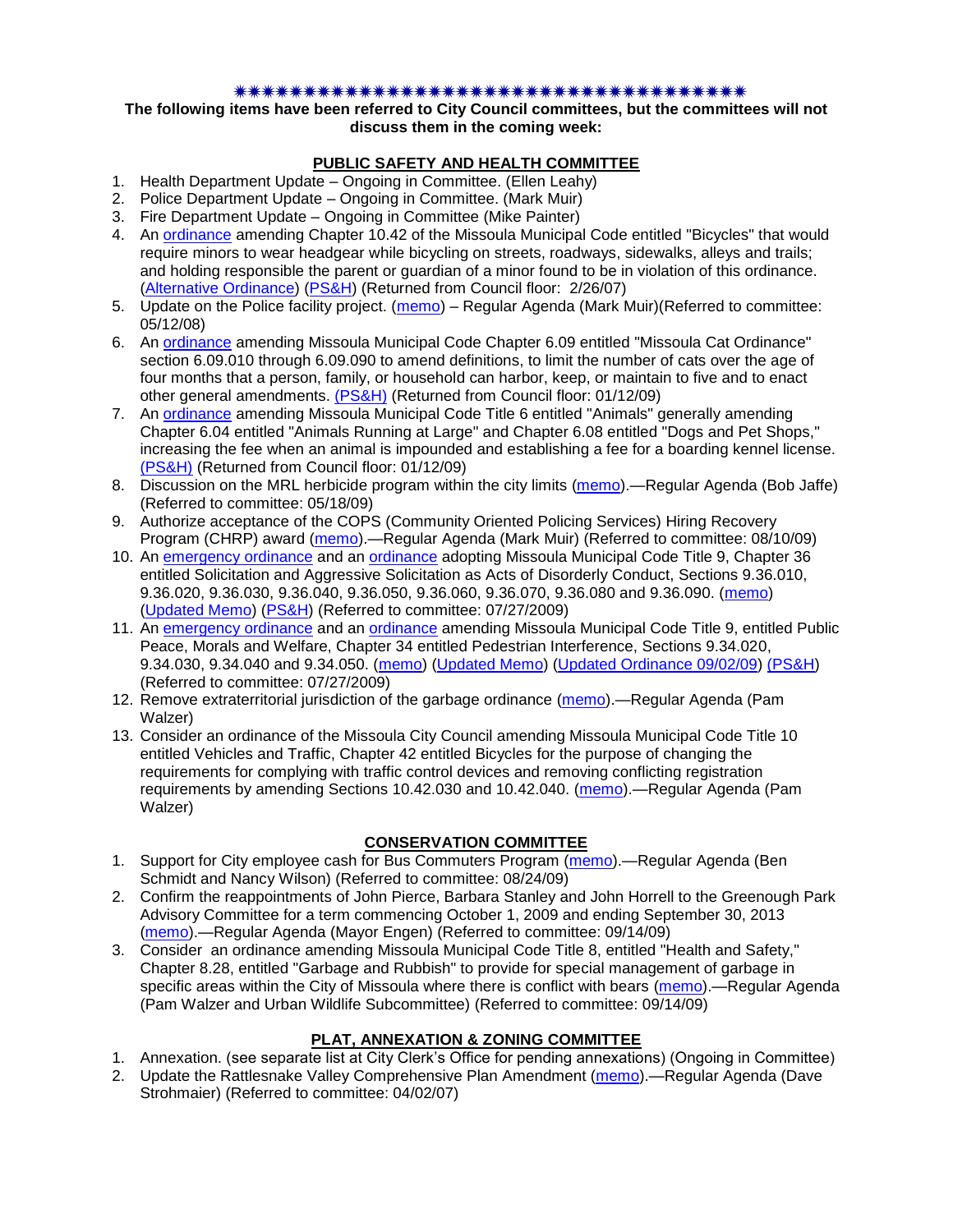✷✷✷✷✷✷✷✷✷✷✷✷✷✷✷✷✷✷✷✷✷✷✷✷✷✷✷✷✷✷✷✷✷✷✷✷✷✷✷✷

**The following items have been referred to City Council committees, but the committees will not discuss them in the coming week:**

## PUBLIC SAFETY AND HEALTH COMMITTEE

1. Health Department Update – Ongoing in Committee. (Ellen Leahy)
2. Police Department Update – Ongoing in Committee. (Mark Muir)
3. Fire Department Update – Ongoing in Committee (Mike Painter)
4. An ordinance amending Chapter 10.42 of the Missoula Municipal Code entitled "Bicycles" that would require minors to wear headgear while bicycling on streets, roadways, sidewalks, alleys and trails; and holding responsible the parent or guardian of a minor found to be in violation of this ordinance. (Alternative Ordinance) (PS&H) (Returned from Council floor: 2/26/07)
5. Update on the Police facility project. (memo) – Regular Agenda (Mark Muir)(Referred to committee: 05/12/08)
6. An ordinance amending Missoula Municipal Code Chapter 6.09 entitled "Missoula Cat Ordinance" section 6.09.010 through 6.09.090 to amend definitions, to limit the number of cats over the age of four months that a person, family, or household can harbor, keep, or maintain to five and to enact other general amendments. (PS&H) (Returned from Council floor: 01/12/09)
7. An ordinance amending Missoula Municipal Code Title 6 entitled "Animals" generally amending Chapter 6.04 entitled "Animals Running at Large" and Chapter 6.08 entitled "Dogs and Pet Shops," increasing the fee when an animal is impounded and establishing a fee for a boarding kennel license. (PS&H) (Returned from Council floor: 01/12/09)
8. Discussion on the MRL herbicide program within the city limits (memo).—Regular Agenda (Bob Jaffe) (Referred to committee: 05/18/09)
9. Authorize acceptance of the COPS (Community Oriented Policing Services) Hiring Recovery Program (CHRP) award (memo).—Regular Agenda (Mark Muir) (Referred to committee: 08/10/09)
10. An emergency ordinance and an ordinance adopting Missoula Municipal Code Title 9, Chapter 36 entitled Solicitation and Aggressive Solicitation as Acts of Disorderly Conduct, Sections 9.36.010, 9.36.020, 9.36.030, 9.36.040, 9.36.050, 9.36.060, 9.36.070, 9.36.080 and 9.36.090. (memo) (Updated Memo) (PS&H) (Referred to committee: 07/27/2009)
11. An emergency ordinance and an ordinance amending Missoula Municipal Code Title 9, entitled Public Peace, Morals and Welfare, Chapter 34 entitled Pedestrian Interference, Sections 9.34.020, 9.34.030, 9.34.040 and 9.34.050. (memo) (Updated Memo) (Updated Ordinance 09/02/09) (PS&H) (Referred to committee: 07/27/2009)
12. Remove extraterritorial jurisdiction of the garbage ordinance (memo).—Regular Agenda (Pam Walzer)
13. Consider an ordinance of the Missoula City Council amending Missoula Municipal Code Title 10 entitled Vehicles and Traffic, Chapter 42 entitled Bicycles for the purpose of changing the requirements for complying with traffic control devices and removing conflicting registration requirements by amending Sections 10.42.030 and 10.42.040. (memo).—Regular Agenda (Pam Walzer)

## CONSERVATION COMMITTEE

1. Support for City employee cash for Bus Commuters Program (memo).—Regular Agenda (Ben Schmidt and Nancy Wilson) (Referred to committee: 08/24/09)
2. Confirm the reappointments of John Pierce, Barbara Stanley and John Horrell to the Greenough Park Advisory Committee for a term commencing October 1, 2009 and ending September 30, 2013 (memo).—Regular Agenda (Mayor Engen) (Referred to committee: 09/14/09)
3. Consider an ordinance amending Missoula Municipal Code Title 8, entitled "Health and Safety," Chapter 8.28, entitled "Garbage and Rubbish" to provide for special management of garbage in specific areas within the City of Missoula where there is conflict with bears (memo).—Regular Agenda (Pam Walzer and Urban Wildlife Subcommittee) (Referred to committee: 09/14/09)

## PLAT, ANNEXATION & ZONING COMMITTEE

1. Annexation. (see separate list at City Clerk's Office for pending annexations) (Ongoing in Committee)
2. Update the Rattlesnake Valley Comprehensive Plan Amendment (memo).—Regular Agenda (Dave Strohmaier) (Referred to committee: 04/02/07)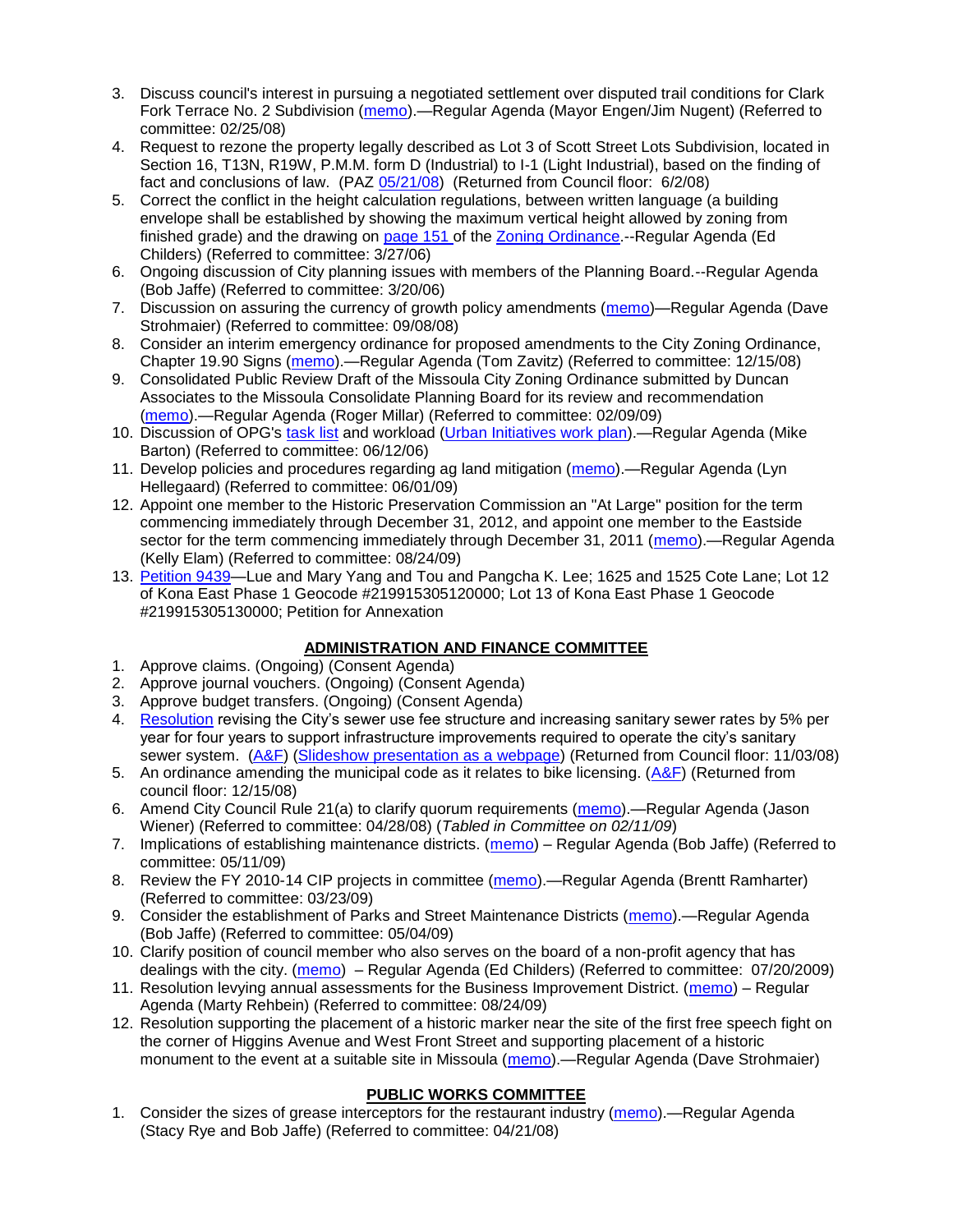3. Discuss council's interest in pursuing a negotiated settlement over disputed trail conditions for Clark Fork Terrace No. 2 Subdivision (memo).—Regular Agenda (Mayor Engen/Jim Nugent) (Referred to committee: 02/25/08)
4. Request to rezone the property legally described as Lot 3 of Scott Street Lots Subdivision, located in Section 16, T13N, R19W, P.M.M. form D (Industrial) to I-1 (Light Industrial), based on the finding of fact and conclusions of law. (PAZ 05/21/08) (Returned from Council floor: 6/2/08)
5. Correct the conflict in the height calculation regulations, between written language (a building envelope shall be established by showing the maximum vertical height allowed by zoning from finished grade) and the drawing on page 151 of the Zoning Ordinance.--Regular Agenda (Ed Childers) (Referred to committee: 3/27/06)
6. Ongoing discussion of City planning issues with members of the Planning Board.--Regular Agenda (Bob Jaffe) (Referred to committee: 3/20/06)
7. Discussion on assuring the currency of growth policy amendments (memo)—Regular Agenda (Dave Strohmaier) (Referred to committee: 09/08/08)
8. Consider an interim emergency ordinance for proposed amendments to the City Zoning Ordinance, Chapter 19.90 Signs (memo).—Regular Agenda (Tom Zavitz) (Referred to committee: 12/15/08)
9. Consolidated Public Review Draft of the Missoula City Zoning Ordinance submitted by Duncan Associates to the Missoula Consolidate Planning Board for its review and recommendation (memo).—Regular Agenda (Roger Millar) (Referred to committee: 02/09/09)
10. Discussion of OPG's task list and workload (Urban Initiatives work plan).—Regular Agenda (Mike Barton) (Referred to committee: 06/12/06)
11. Develop policies and procedures regarding ag land mitigation (memo).—Regular Agenda (Lyn Hellegaard) (Referred to committee: 06/01/09)
12. Appoint one member to the Historic Preservation Commission an "At Large" position for the term commencing immediately through December 31, 2012, and appoint one member to the Eastside sector for the term commencing immediately through December 31, 2011 (memo).—Regular Agenda (Kelly Elam) (Referred to committee: 08/24/09)
13. Petition 9439—Lue and Mary Yang and Tou and Pangcha K. Lee; 1625 and 1525 Cote Lane; Lot 12 of Kona East Phase 1 Geocode #219915305120000; Lot 13 of Kona East Phase 1 Geocode #219915305130000; Petition for Annexation

## ADMINISTRATION AND FINANCE COMMITTEE

1. Approve claims. (Ongoing) (Consent Agenda)
2. Approve journal vouchers. (Ongoing) (Consent Agenda)
3. Approve budget transfers. (Ongoing) (Consent Agenda)
4. Resolution revising the City's sewer use fee structure and increasing sanitary sewer rates by 5% per year for four years to support infrastructure improvements required to operate the city's sanitary sewer system. (A&F) (Slideshow presentation as a webpage) (Returned from Council floor: 11/03/08)
5. An ordinance amending the municipal code as it relates to bike licensing. (A&F) (Returned from council floor: 12/15/08)
6. Amend City Council Rule 21(a) to clarify quorum requirements (memo).—Regular Agenda (Jason Wiener) (Referred to committee: 04/28/08) (*Tabled in Committee on 02/11/09*)
7. Implications of establishing maintenance districts. (memo) – Regular Agenda (Bob Jaffe) (Referred to committee: 05/11/09)
8. Review the FY 2010-14 CIP projects in committee (memo).—Regular Agenda (Brentt Ramharter) (Referred to committee: 03/23/09)
9. Consider the establishment of Parks and Street Maintenance Districts (memo).—Regular Agenda (Bob Jaffe) (Referred to committee: 05/04/09)
10. Clarify position of council member who also serves on the board of a non-profit agency that has dealings with the city. (memo) – Regular Agenda (Ed Childers) (Referred to committee: 07/20/2009)
11. Resolution levying annual assessments for the Business Improvement District. (memo) – Regular Agenda (Marty Rehbein) (Referred to committee: 08/24/09)
12. Resolution supporting the placement of a historic marker near the site of the first free speech fight on the corner of Higgins Avenue and West Front Street and supporting placement of a historic monument to the event at a suitable site in Missoula (memo).—Regular Agenda (Dave Strohmaier)

## PUBLIC WORKS COMMITTEE

1. Consider the sizes of grease interceptors for the restaurant industry (memo).—Regular Agenda (Stacy Rye and Bob Jaffe) (Referred to committee: 04/21/08)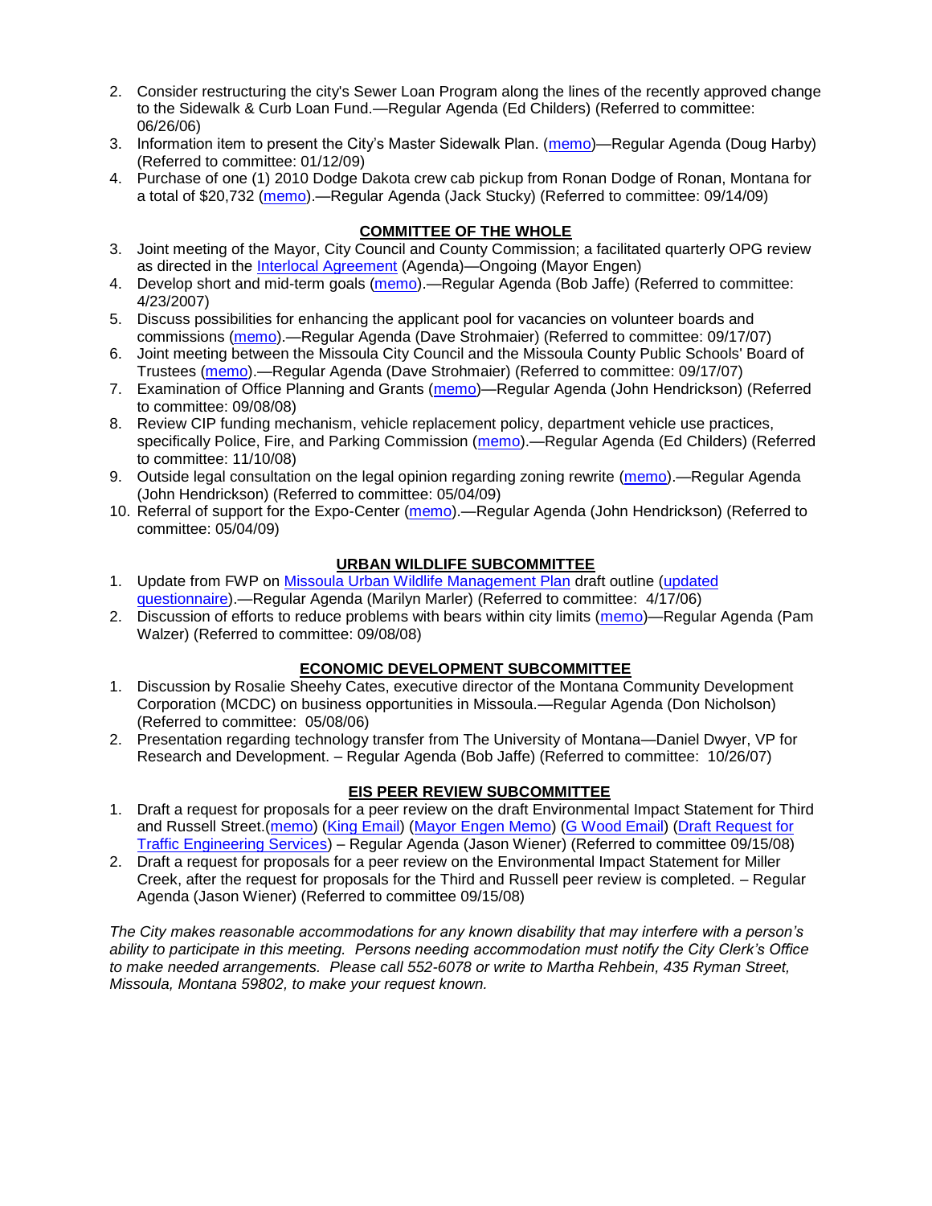2. Consider restructuring the city's Sewer Loan Program along the lines of the recently approved change to the Sidewalk & Curb Loan Fund.—Regular Agenda (Ed Childers) (Referred to committee: 06/26/06)
3. Information item to present the City's Master Sidewalk Plan. (memo)—Regular Agenda (Doug Harby) (Referred to committee: 01/12/09)
4. Purchase of one (1) 2010 Dodge Dakota crew cab pickup from Ronan Dodge of Ronan, Montana for a total of $20,732 (memo).—Regular Agenda (Jack Stucky) (Referred to committee: 09/14/09)

## COMMITTEE OF THE WHOLE

3. Joint meeting of the Mayor, City Council and County Commission; a facilitated quarterly OPG review as directed in the Interlocal Agreement (Agenda)—Ongoing (Mayor Engen)
4. Develop short and mid-term goals (memo).—Regular Agenda (Bob Jaffe) (Referred to committee: 4/23/2007)
5. Discuss possibilities for enhancing the applicant pool for vacancies on volunteer boards and commissions (memo).—Regular Agenda (Dave Strohmaier) (Referred to committee: 09/17/07)
6. Joint meeting between the Missoula City Council and the Missoula County Public Schools' Board of Trustees (memo).—Regular Agenda (Dave Strohmaier) (Referred to committee: 09/17/07)
7. Examination of Office Planning and Grants (memo)—Regular Agenda (John Hendrickson) (Referred to committee: 09/08/08)
8. Review CIP funding mechanism, vehicle replacement policy, department vehicle use practices, specifically Police, Fire, and Parking Commission (memo).—Regular Agenda (Ed Childers) (Referred to committee: 11/10/08)
9. Outside legal consultation on the legal opinion regarding zoning rewrite (memo).—Regular Agenda (John Hendrickson) (Referred to committee: 05/04/09)
10. Referral of support for the Expo-Center (memo).—Regular Agenda (John Hendrickson) (Referred to committee: 05/04/09)

## URBAN WILDLIFE SUBCOMMITTEE

1. Update from FWP on Missoula Urban Wildlife Management Plan draft outline (updated questionnaire).—Regular Agenda (Marilyn Marler) (Referred to committee: 4/17/06)
2. Discussion of efforts to reduce problems with bears within city limits (memo)—Regular Agenda (Pam Walzer) (Referred to committee: 09/08/08)

## ECONOMIC DEVELOPMENT SUBCOMMITTEE

1. Discussion by Rosalie Sheehy Cates, executive director of the Montana Community Development Corporation (MCDC) on business opportunities in Missoula.—Regular Agenda (Don Nicholson) (Referred to committee: 05/08/06)
2. Presentation regarding technology transfer from The University of Montana—Daniel Dwyer, VP for Research and Development. – Regular Agenda (Bob Jaffe) (Referred to committee: 10/26/07)

## EIS PEER REVIEW SUBCOMMITTEE

1. Draft a request for proposals for a peer review on the draft Environmental Impact Statement for Third and Russell Street.(memo) (King Email) (Mayor Engen Memo) (G Wood Email) (Draft Request for Traffic Engineering Services) – Regular Agenda (Jason Wiener) (Referred to committee 09/15/08)
2. Draft a request for proposals for a peer review on the Environmental Impact Statement for Miller Creek, after the request for proposals for the Third and Russell peer review is completed. – Regular Agenda (Jason Wiener) (Referred to committee 09/15/08)

*The City makes reasonable accommodations for any known disability that may interfere with a person's ability to participate in this meeting. Persons needing accommodation must notify the City Clerk's Office to make needed arrangements. Please call 552-6078 or write to Martha Rehbein, 435 Ryman Street, Missoula, Montana 59802, to make your request known.*